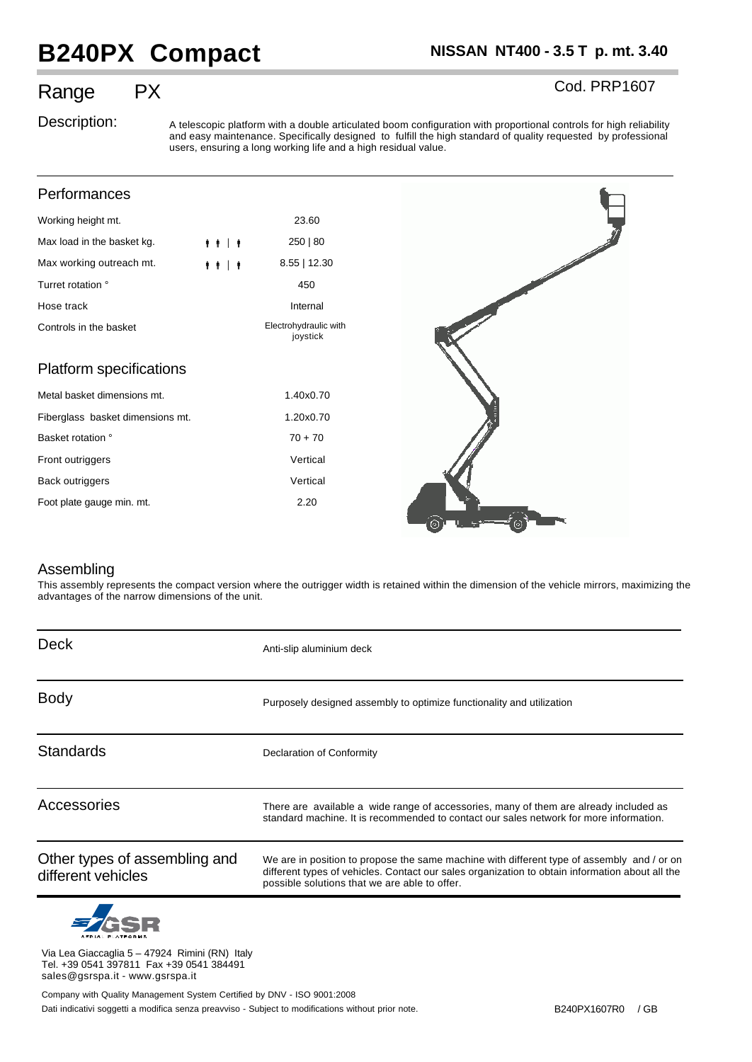# B240PX Compact

**NISSAN NT400 - 3.5 T p. mt. 3.40**

## Range PX

Cod. PRP1607

Description: A telescopic platform with a double articulated boom configuration with proportional controls for high reliability and easy maintenance. Specifically designed to fulfill the high standard of quality requested by professional users, ensuring a long working life and a high residual value.

### Performances

| | | |
|---|---|---|
| Working height mt. | | 23.60 |
| Max load in the basket kg. | 🚶🚶 \| 🚶 | 250 \| 80 |
| Max working outreach mt. | 🚶🚶 \| 🚶 | 8.55 \| 12.30 |
| Turret rotation ° | | 450 |
| Hose track | | Internal |
| Controls in the basket | | Electrohydraulic with joystick |

### Platform specifications

| | |
|---|---|
| Metal basket dimensions mt. | 1.40x0.70 |
| Fiberglass basket dimensions mt. | 1.20x0.70 |
| Basket rotation ° | 70 + 70 |
| Front outriggers | Vertical |
| Back outriggers | Vertical |
| Foot plate gauge min. mt. | 2.20 |

### Assembling

This assembly represents the compact version where the outrigger width is retained within the dimension of the vehicle mirrors, maximizing the advantages of the narrow dimensions of the unit.

| | |
|---|---|
| Deck | Anti-slip aluminium deck |
| Body | Purposely designed assembly to optimize functionality and utilization |
| Standards | Declaration of Conformity |
| Accessories | There are available a wide range of accessories, many of them are already included as standard machine. It is recommended to contact our sales network for more information. |
| Other types of assembling and different vehicles | We are in position to propose the same machine with different type of assembly and / or on different types of vehicles. Contact our sales organization to obtain information about all the possible solutions that we are able to offer. |

GSR AERIAL PLATFORMS

Via Lea Giaccaglia 5 – 47924 Rimini (RN) Italy
Tel. +39 0541 397811 Fax +39 0541 384491
sales@gsrspa.it - www.gsrspa.it

Company with Quality Management System Certified by DNV - ISO 9001:2008

Dati indicativi soggetti a modifica senza preavviso - Subject to modifications without prior note.

B240PX1607R0 / GB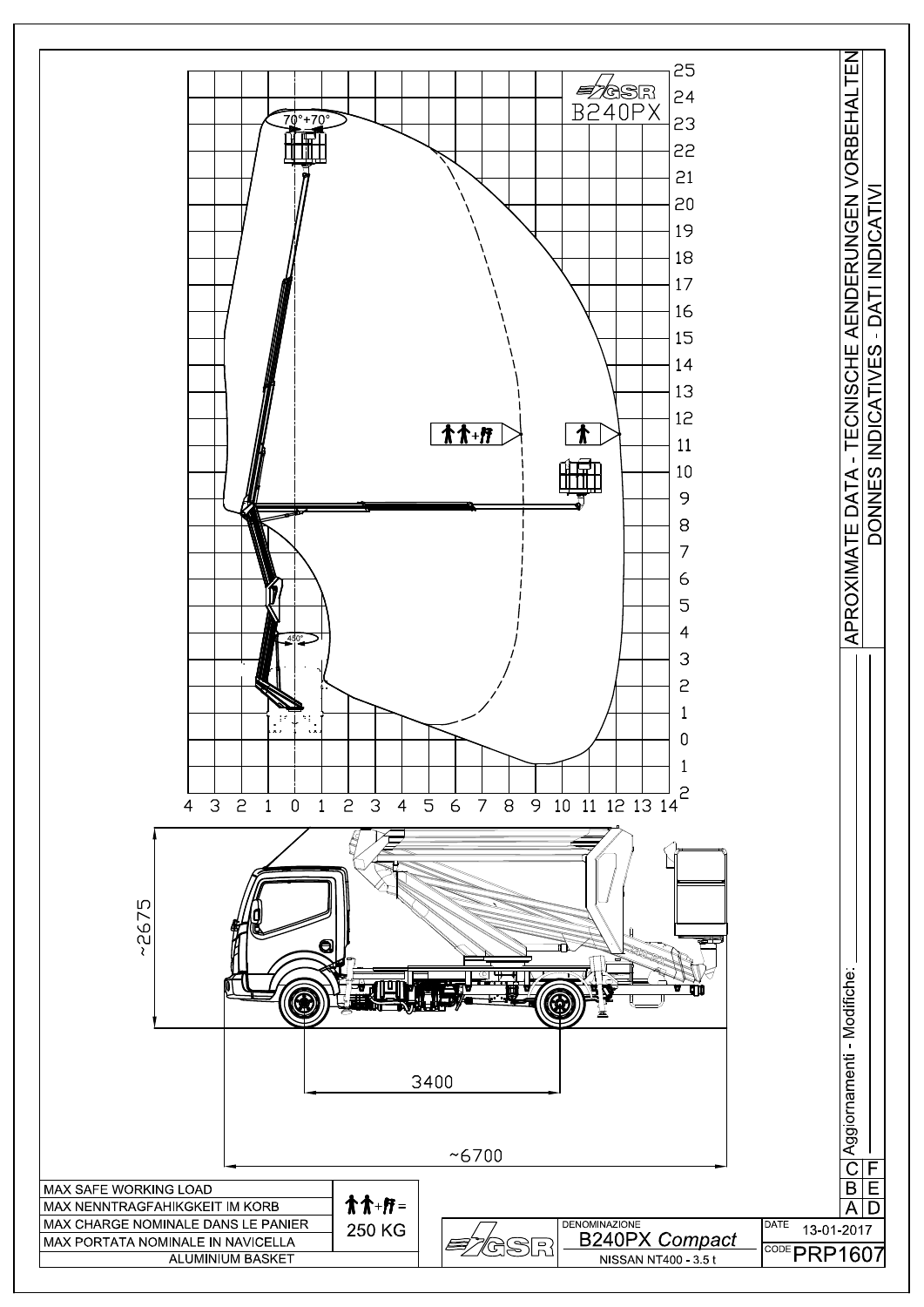B240PX

70°+70°

450°

25
24
23
22
21
20
19
18
17
16
15
14
13
12
11
10
9
8
7
6
5
4
3
2
1
0
1
2

4 3 2 1 0 1 2 3 4 5 6 7 8 9 10 11 12 13 14

~2675

3400

~6700

APROXIMATE DATA - TECNISCHE AENDERUNGEN VORBEHALTEN
DONNES INDICATIVES - DATI INDICATIVI

Aggiornamenti - Modifiche:

| | |
|---|---|
| C | F |
| B | E |
| A | D |

| | |
|---|---|
| MAX SAFE WORKING LOAD<br>MAX NENNTRAGFAHIKGKEIT IM KORB<br>MAX CHARGE NOMINALE DANS LE PANIER<br>MAX PORTATA NOMINALE IN NAVICELLA | = 250 KG |
| ALUMINIUM BASKET | |

GSR

DENOMINAZIONE
B240PX *Compact*
NISSAN NT400 - 3.5 t

DATE 13-01-2017
CODE PRP1607